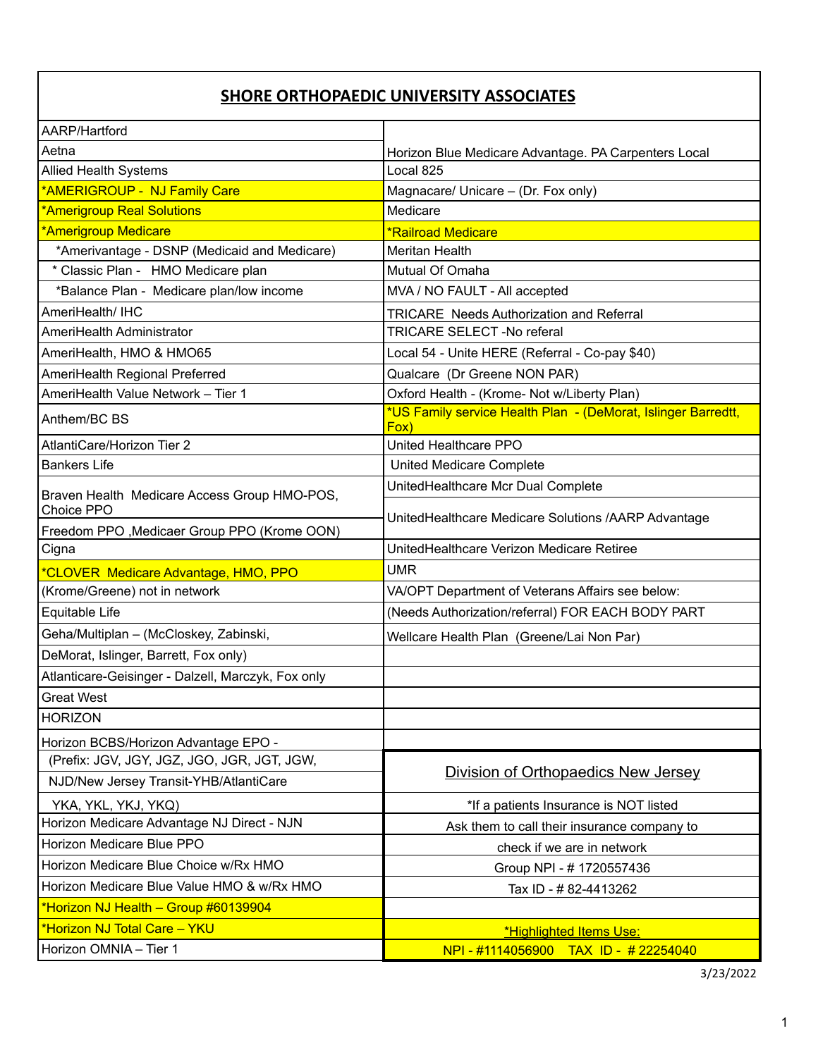# SHORE ORTHOPAEDIC UNIVERSITY ASSOCIATES

| | |
|---|---|
| AARP/Hartford | |
| Aetna | Horizon Blue Medicare Advantage. PA Carpenters Local |
| Allied Health Systems | Local 825 |
| *AMERIGROUP - NJ Family Care | Magnacare/ Unicare – (Dr. Fox only) |
| *Amerigroup Real Solutions | Medicare |
| *Amerigroup Medicare | *Railroad Medicare |
| *Amerivantage - DSNP (Medicaid and Medicare) | Meritan Health |
| * Classic Plan - HMO Medicare plan | Mutual Of Omaha |
| *Balance Plan - Medicare plan/low income | MVA / NO FAULT - All accepted |
| AmeriHealth/ IHC | TRICARE Needs Authorization and Referral |
| AmeriHealth Administrator | TRICARE SELECT -No referal |
| AmeriHealth, HMO & HMO65 | Local 54 - Unite HERE (Referral - Co-pay $40) |
| AmeriHealth Regional Preferred | Qualcare (Dr Greene NON PAR) |
| AmeriHealth Value Network – Tier 1 | Oxford Health - (Krome- Not w/Liberty Plan) |
| Anthem/BC BS | *US Family service Health Plan - (DeMorat, Islinger Barredtt, Fox) |
| AtlantiCare/Horizon Tier 2 | United Healthcare PPO |
| Bankers Life | United Medicare Complete |
| Braven Health Medicare Access Group HMO-POS, Choice PPO | UnitedHealthcare Mcr Dual Complete |
| Freedom PPO ,Medicaer Group PPO (Krome OON) | UnitedHealthcare Medicare Solutions /AARP Advantage |
| Cigna | UnitedHealthcare Verizon Medicare Retiree |
| *CLOVER Medicare Advantage, HMO, PPO | UMR |
| (Krome/Greene) not in network | VA/OPT Department of Veterans Affairs see below: |
| Equitable Life | (Needs Authorization/referral) FOR EACH BODY PART |
| Geha/Multiplan – (McCloskey, Zabinski, | Wellcare Health Plan (Greene/Lai Non Par) |
| DeMorat, Islinger, Barrett, Fox only) | |
| Atlanticare-Geisinger - Dalzell, Marczyk, Fox only | |
| Great West | |
| HORIZON | |
| Horizon BCBS/Horizon Advantage EPO - | |
| (Prefix: JGV, JGY, JGZ, JGO, JGR, JGT, JGW, | Division of Orthopaedics New Jersey |
| NJD/New Jersey Transit-YHB/AtlantiCare | |
| YKA, YKL, YKJ, YKQ) | *If a patients Insurance is NOT listed |
| Horizon Medicare Advantage NJ Direct - NJN | Ask them to call their insurance company to |
| Horizon Medicare Blue PPO | check if we are in network |
| Horizon Medicare Blue Choice w/Rx HMO | Group NPI - # 1720557436 |
| Horizon Medicare Blue Value HMO & w/Rx HMO | Tax ID - # 82-4413262 |
| *Horizon NJ Health – Group #60139904 | |
| *Horizon NJ Total Care – YKU | *Highlighted Items Use: |
| Horizon OMNIA – Tier 1 | NPI - #1114056900 TAX ID - # 22254040 |

3/23/2022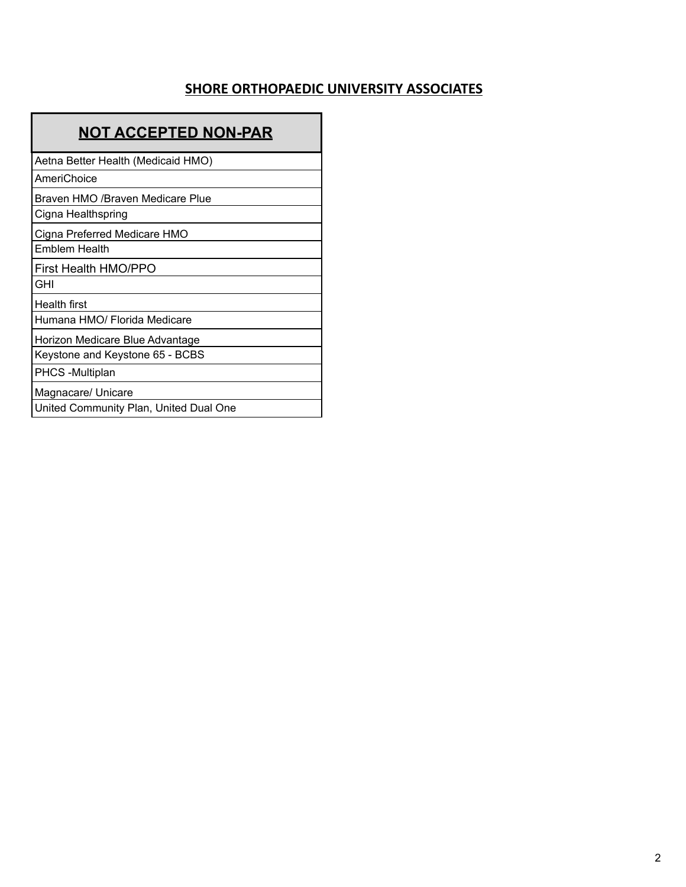## SHORE ORTHOPAEDIC UNIVERSITY ASSOCIATES

| NOT ACCEPTED NON-PAR |
| --- |
| Aetna Better Health (Medicaid HMO) |
| AmeriChoice |
| Braven HMO /Braven Medicare Plue |
| Cigna Healthspring |
| Cigna Preferred Medicare HMO |
| Emblem Health |
| First Health HMO/PPO |
| GHI |
| Health first |
| Humana HMO/ Florida Medicare |
| Horizon Medicare Blue Advantage |
| Keystone and Keystone 65 - BCBS |
| PHCS -Multiplan |
| Magnacare/ Unicare |
| United Community Plan, United Dual One |